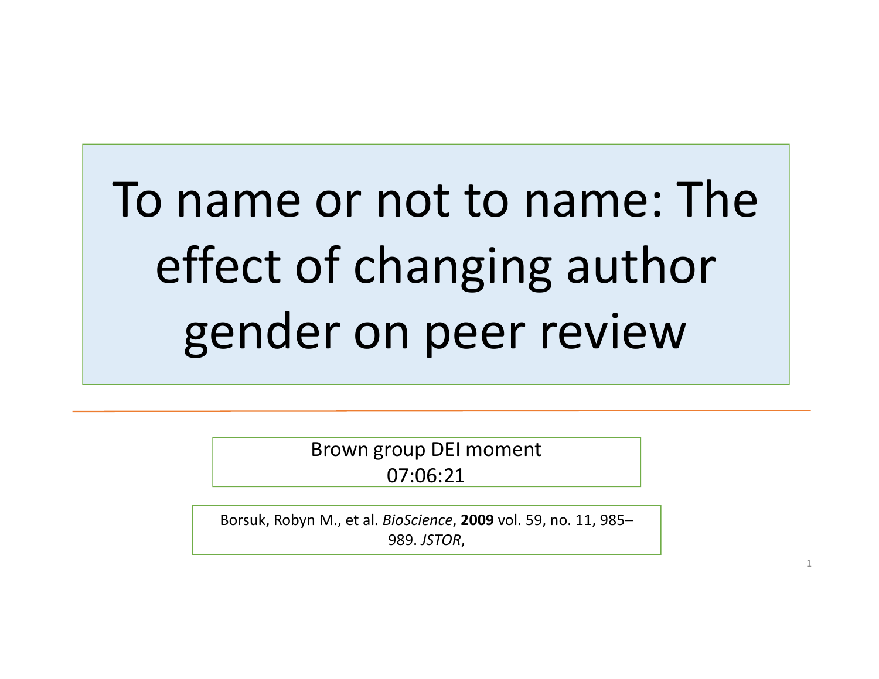# To name or not to name: The effect of changing author gender on peer review

Brown group DEI moment
07:06:21

Borsuk, Robyn M., et al. *BioScience*, **2009** vol. 59, no. 11, 985–989. *JSTOR*,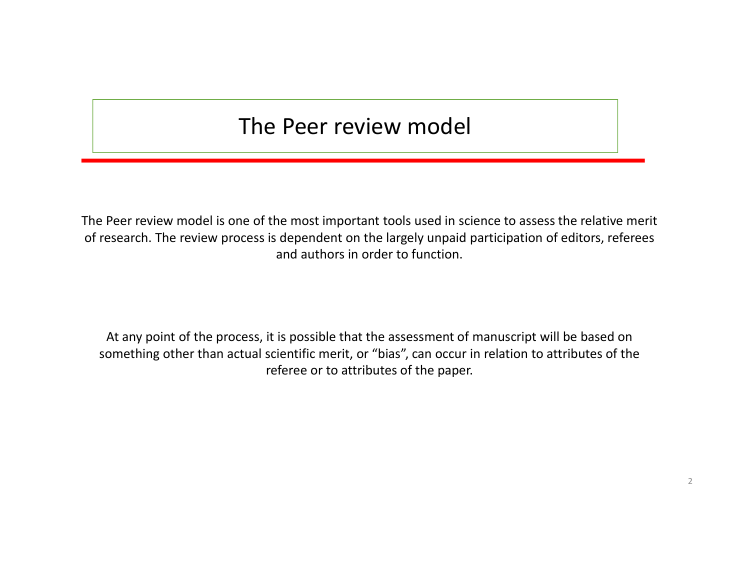# The Peer review model

The Peer review model is one of the most important tools used in science to assess the relative merit of research. The review process is dependent on the largely unpaid participation of editors, referees and authors in order to function.

At any point of the process, it is possible that the assessment of manuscript will be based on something other than actual scientific merit, or "bias", can occur in relation to attributes of the referee or to attributes of the paper.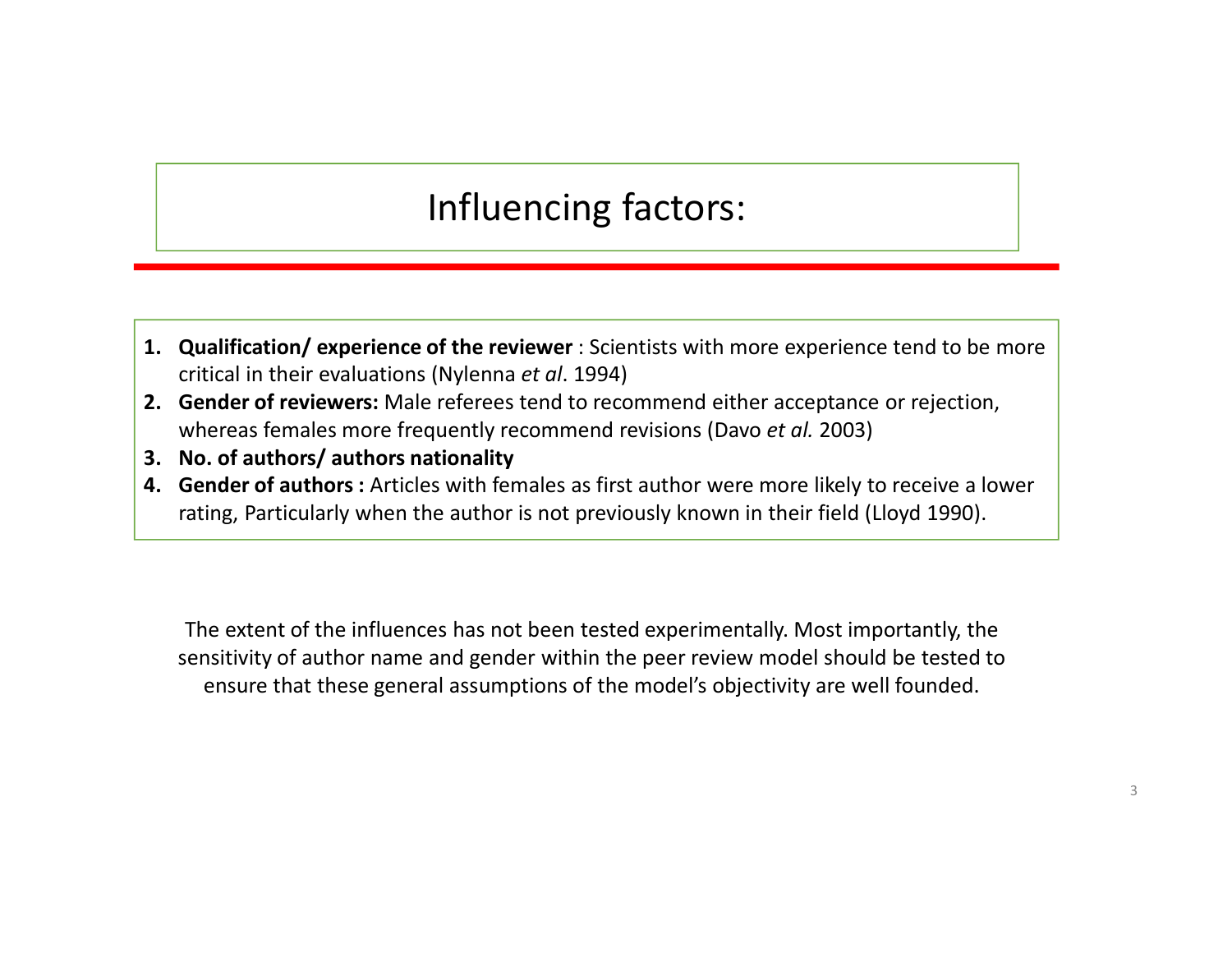# Influencing factors:

1. **Qualification/ experience of the reviewer** : Scientists with more experience tend to be more critical in their evaluations (Nylenna *et al*. 1994)
2. **Gender of reviewers:** Male referees tend to recommend either acceptance or rejection, whereas females more frequently recommend revisions (Davo *et al.* 2003)
3. **No. of authors/ authors nationality**
4. **Gender of authors :** Articles with females as first author were more likely to receive a lower rating, Particularly when the author is not previously known in their field (Lloyd 1990).

The extent of the influences has not been tested experimentally. Most importantly, the sensitivity of author name and gender within the peer review model should be tested to ensure that these general assumptions of the model's objectivity are well founded.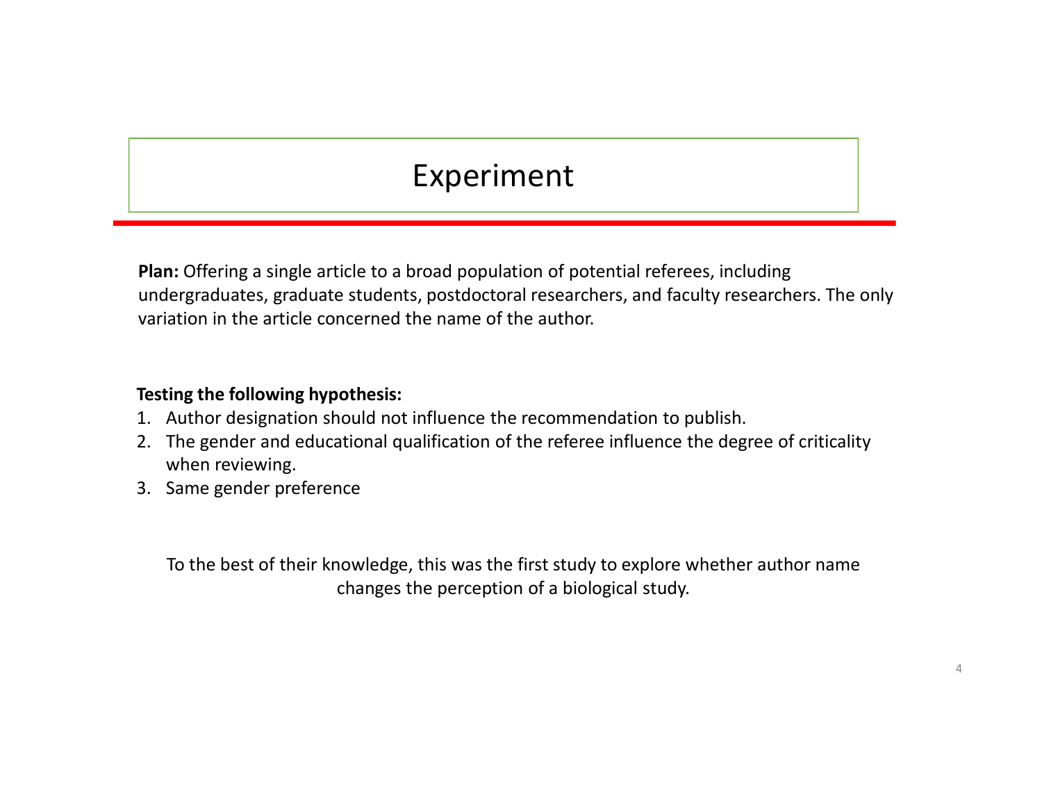# Experiment

**Plan:** Offering a single article to a broad population of potential referees, including undergraduates, graduate students, postdoctoral researchers, and faculty researchers. The only variation in the article concerned the name of the author.

**Testing the following hypothesis:**

1. Author designation should not influence the recommendation to publish.
2. The gender and educational qualification of the referee influence the degree of criticality when reviewing.
3. Same gender preference

To the best of their knowledge, this was the first study to explore whether author name changes the perception of a biological study.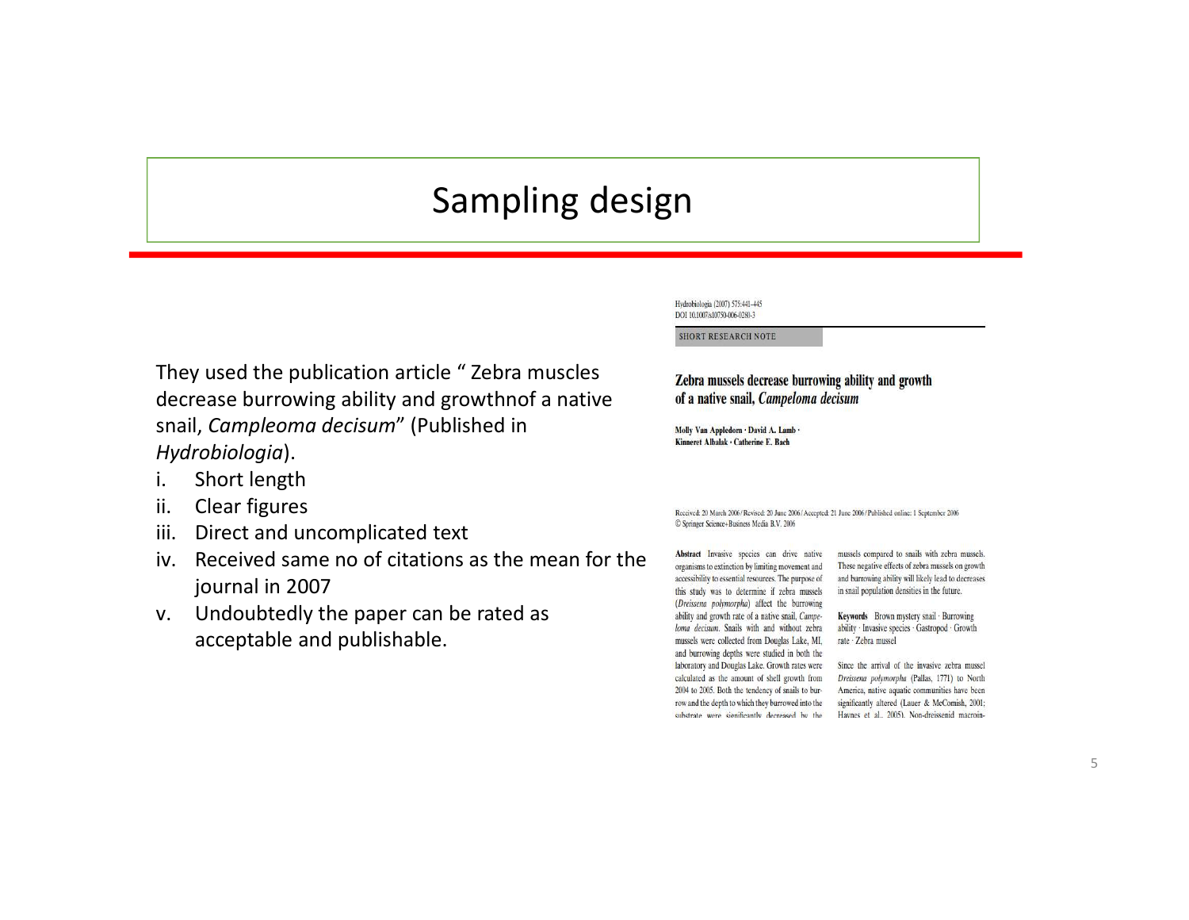# Sampling design

They used the publication article " Zebra muscles decrease burrowing ability and growthnof a native snail, *Campleoma decisum*" (Published in *Hydrobiologia*).

i. Short length
ii. Clear figures
iii. Direct and uncomplicated text
iv. Received same no of citations as the mean for the journal in 2007
v. Undoubtedly the paper can be rated as acceptable and publishable.

Hydrobiologia (2007) 575:441–445
DOI 10.1007/s10750-006-0280-3

SHORT RESEARCH NOTE

**Zebra mussels decrease burrowing ability and growth of a native snail, *Campeloma decisum***

**Molly Van Appledorn · David A. Lamb · Kinneret Albalak · Catherine E. Bach**

Received: 20 March 2006 / Revised: 20 June 2006 / Accepted: 21 June 2006 / Published online: 1 September 2006
© Springer Science+Business Media B.V. 2006

**Abstract** Invasive species can drive native organisms to extinction by limiting movement and accessibility to essential resources. The purpose of this study was to determine if zebra mussels (*Dreissena polymorpha*) affect the burrowing ability and growth rate of a native snail, *Campeloma decisum*. Snails with and without zebra mussels were collected from Douglas Lake, MI, and burrowing depths were studied in both the laboratory and Douglas Lake. Growth rates were calculated as the amount of shell growth from 2004 to 2005. Both the tendency of snails to burrow and the depth to which they burrowed into the substrate were significantly decreased by the mussels compared to snails with zebra mussels. These negative effects of zebra mussels on growth and burrowing ability will likely lead to decreases in snail population densities in the future.

**Keywords** Brown mystery snail · Burrowing ability · Invasive species · Gastropod · Growth rate · Zebra mussel

Since the arrival of the invasive zebra mussel *Dreissena polymorpha* (Pallas, 1771) to North America, native aquatic communities have been significantly altered (Lauer & McComish, 2001; Haynes et al., 2005). Non-dreissenid macroin-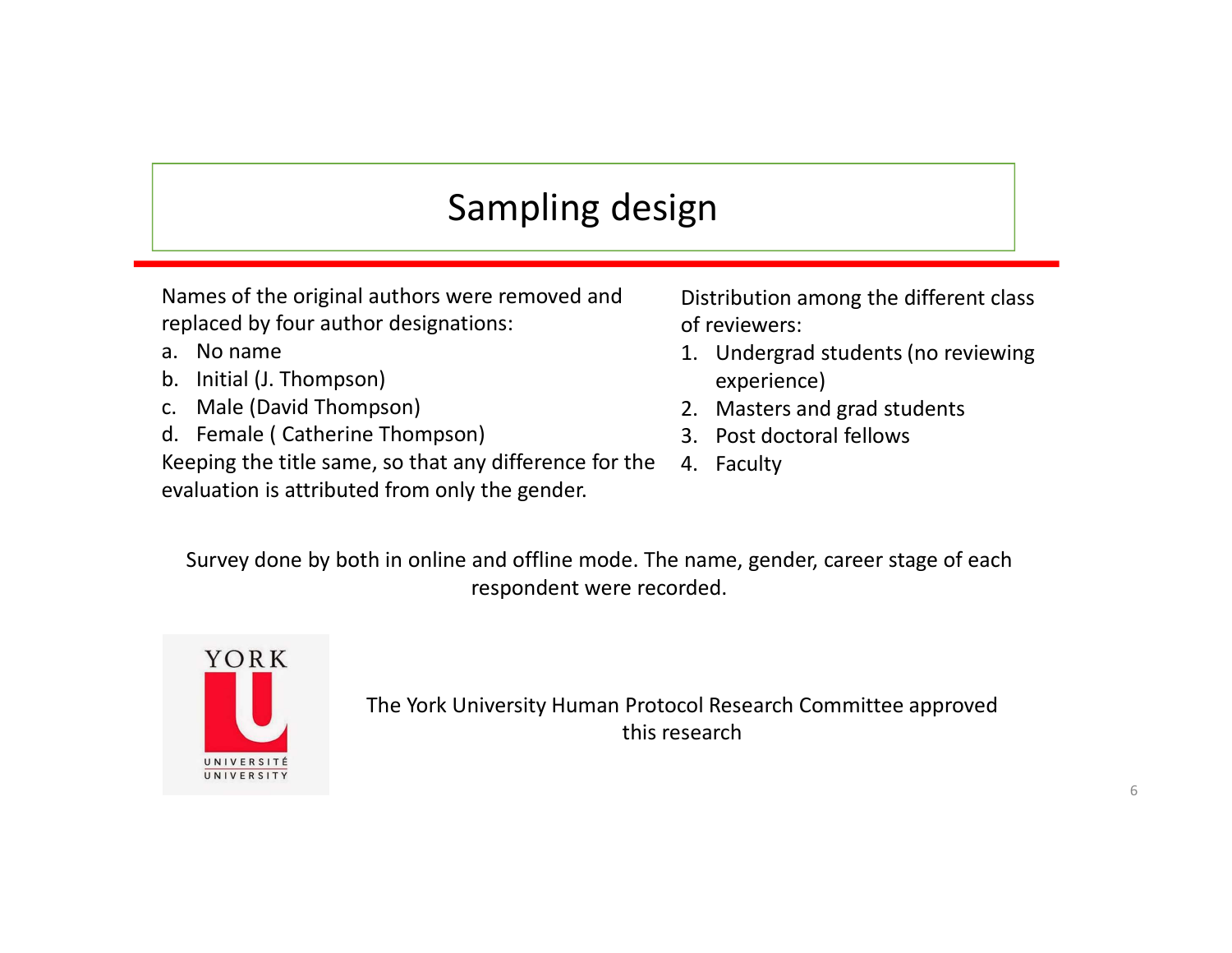# Sampling design

Names of the original authors were removed and replaced by four author designations:

a. No name
b. Initial (J. Thompson)
c. Male (David Thompson)
d. Female ( Catherine Thompson)

Keeping the title same, so that any difference for the evaluation is attributed from only the gender.

Distribution among the different class of reviewers:

1. Undergrad students (no reviewing experience)
2. Masters and grad students
3. Post doctoral fellows
4. Faculty

Survey done by both in online and offline mode. The name, gender, career stage of each respondent were recorded.

YORK U UNIVERSITÉ UNIVERSITY

The York University Human Protocol Research Committee approved this research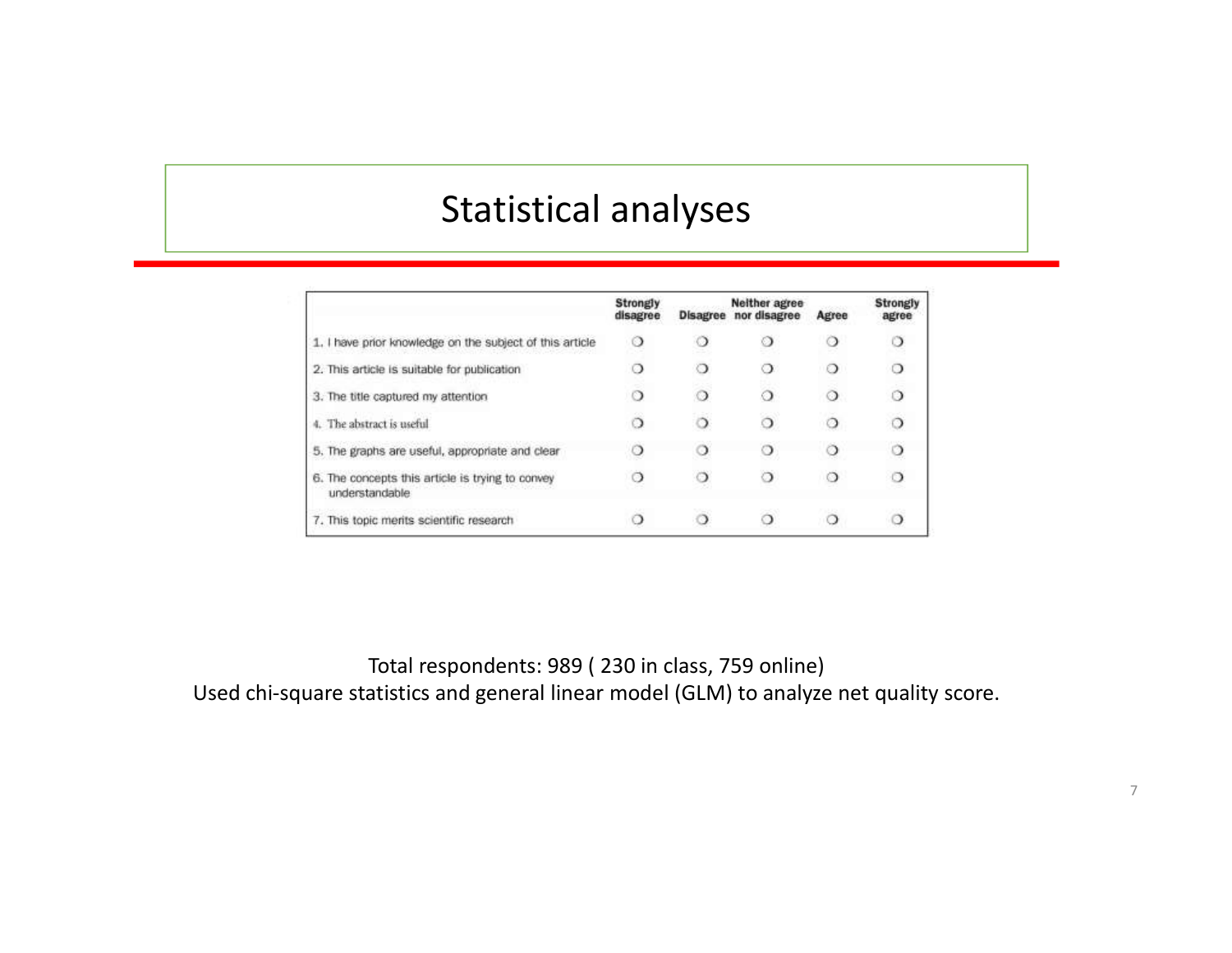# Statistical analyses

| | Strongly disagree | Disagree | Neither agree nor disagree | Agree | Strongly agree |
|---|---|---|---|---|---|
| 1. I have prior knowledge on the subject of this article | ❍ | ❍ | ❍ | ❍ | ❍ |
| 2. This article is suitable for publication | ❍ | ❍ | ❍ | ❍ | ❍ |
| 3. The title captured my attention | ❍ | ❍ | ❍ | ❍ | ❍ |
| 4. The abstract is useful | ❍ | ❍ | ❍ | ❍ | ❍ |
| 5. The graphs are useful, appropriate and clear | ❍ | ❍ | ❍ | ❍ | ❍ |
| 6. The concepts this article is trying to convey understandable | ❍ | ❍ | ❍ | ❍ | ❍ |
| 7. This topic merits scientific research | ❍ | ❍ | ❍ | ❍ | ❍ |

Total respondents: 989 ( 230 in class, 759 online)

Used chi-square statistics and general linear model (GLM) to analyze net quality score.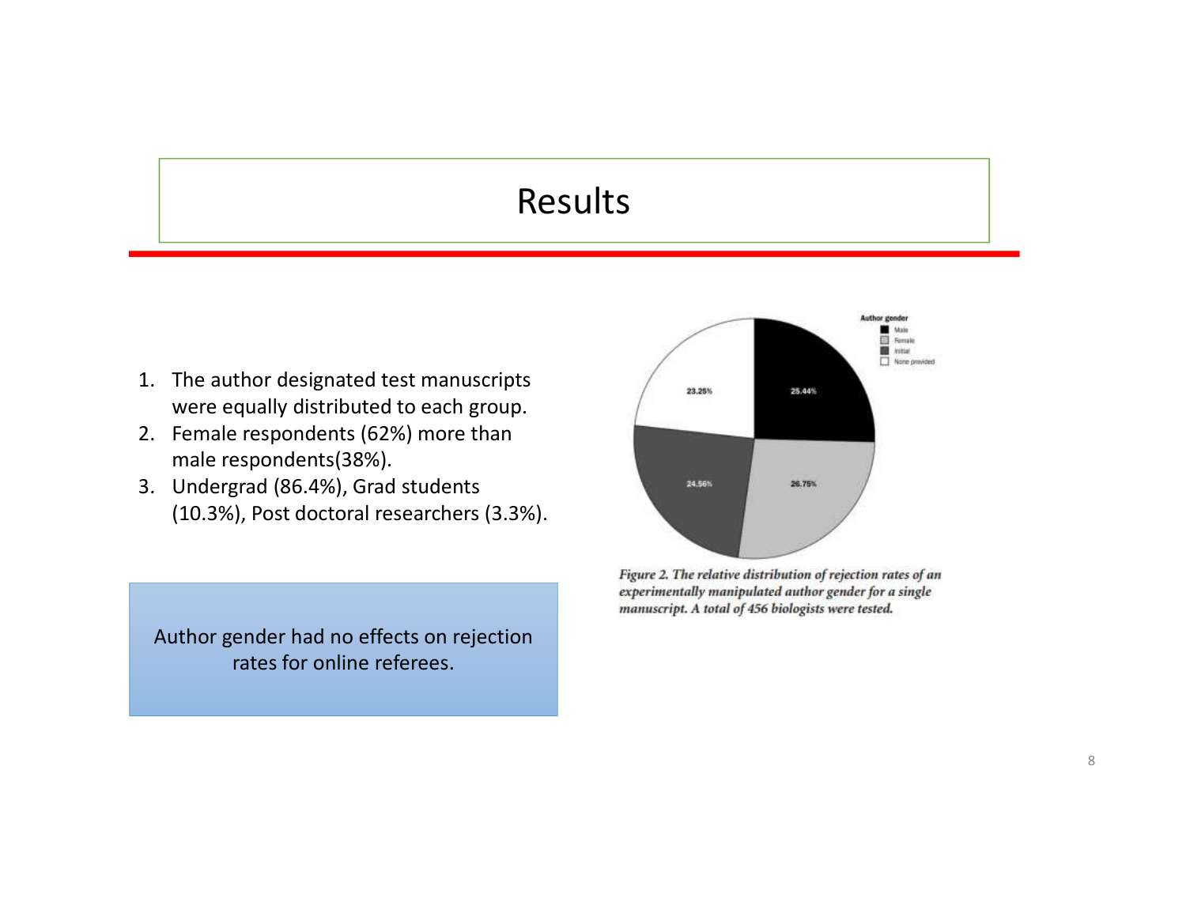# Results

1. The author designated test manuscripts were equally distributed to each group.
2. Female respondents (62%) more than male respondents(38%).
3. Undergrad (86.4%), Grad students (10.3%), Post doctoral researchers (3.3%).

Author gender had no effects on rejection rates for online referees.

| Author gender | Rejection rate |
|---|---|
| Male | 25.44% |
| Female | 26.75% |
| Initial | 24.56% |
| None provided | 23.25% |

*Figure 2. The relative distribution of rejection rates of an experimentally manipulated author gender for a single manuscript. A total of 456 biologists were tested.*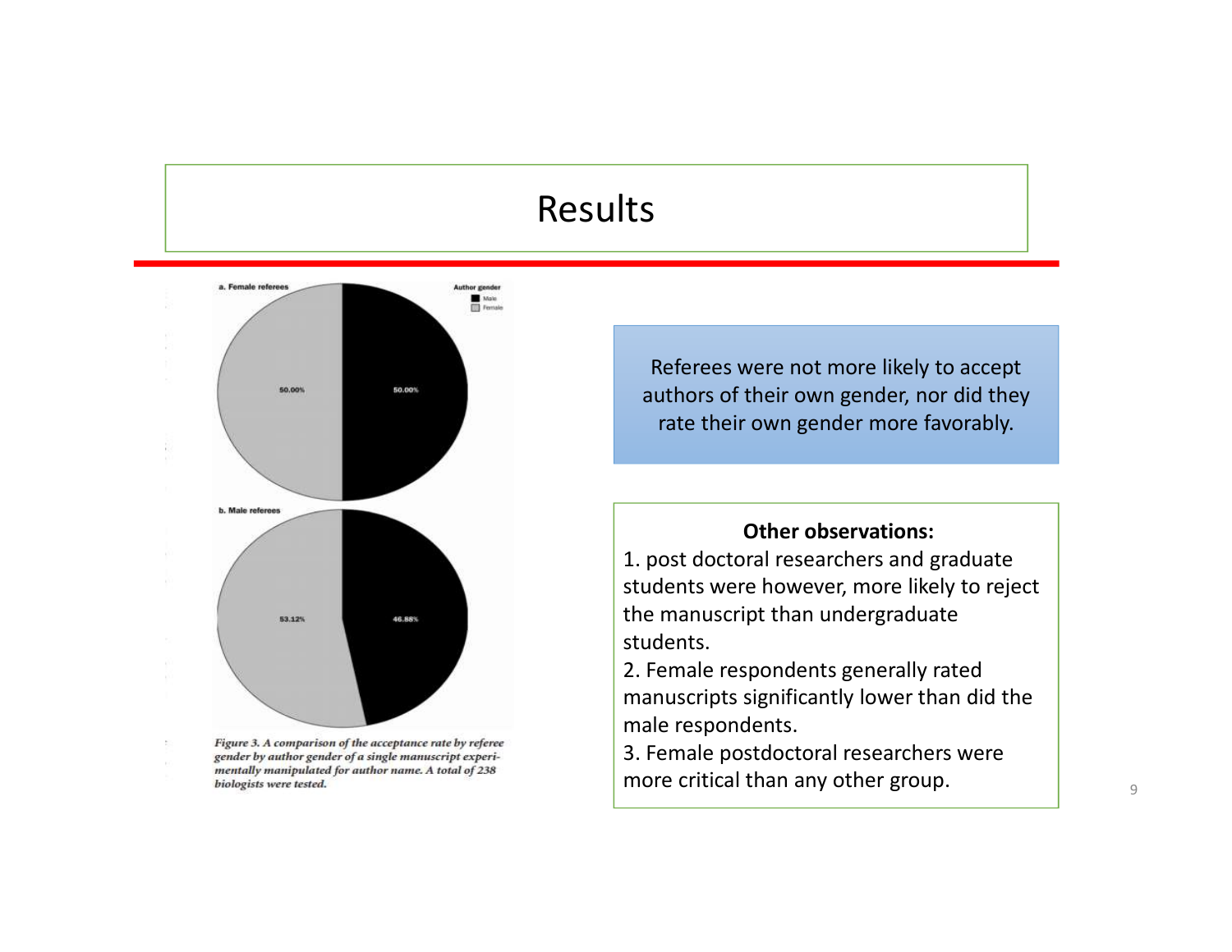# Results

a. Female referees

Author gender
- Male
- Female

50.00% 50.00%

b. Male referees

53.12% 46.88%

*Figure 3. A comparison of the acceptance rate by referee gender by author gender of a single manuscript experimentally manipulated for author name. A total of 238 biologists were tested.*

Referees were not more likely to accept authors of their own gender, nor did they rate their own gender more favorably.

**Other observations:**

1. post doctoral researchers and graduate students were however, more likely to reject the manuscript than undergraduate students.
2. Female respondents generally rated manuscripts significantly lower than did the male respondents.
3. Female postdoctoral researchers were more critical than any other group.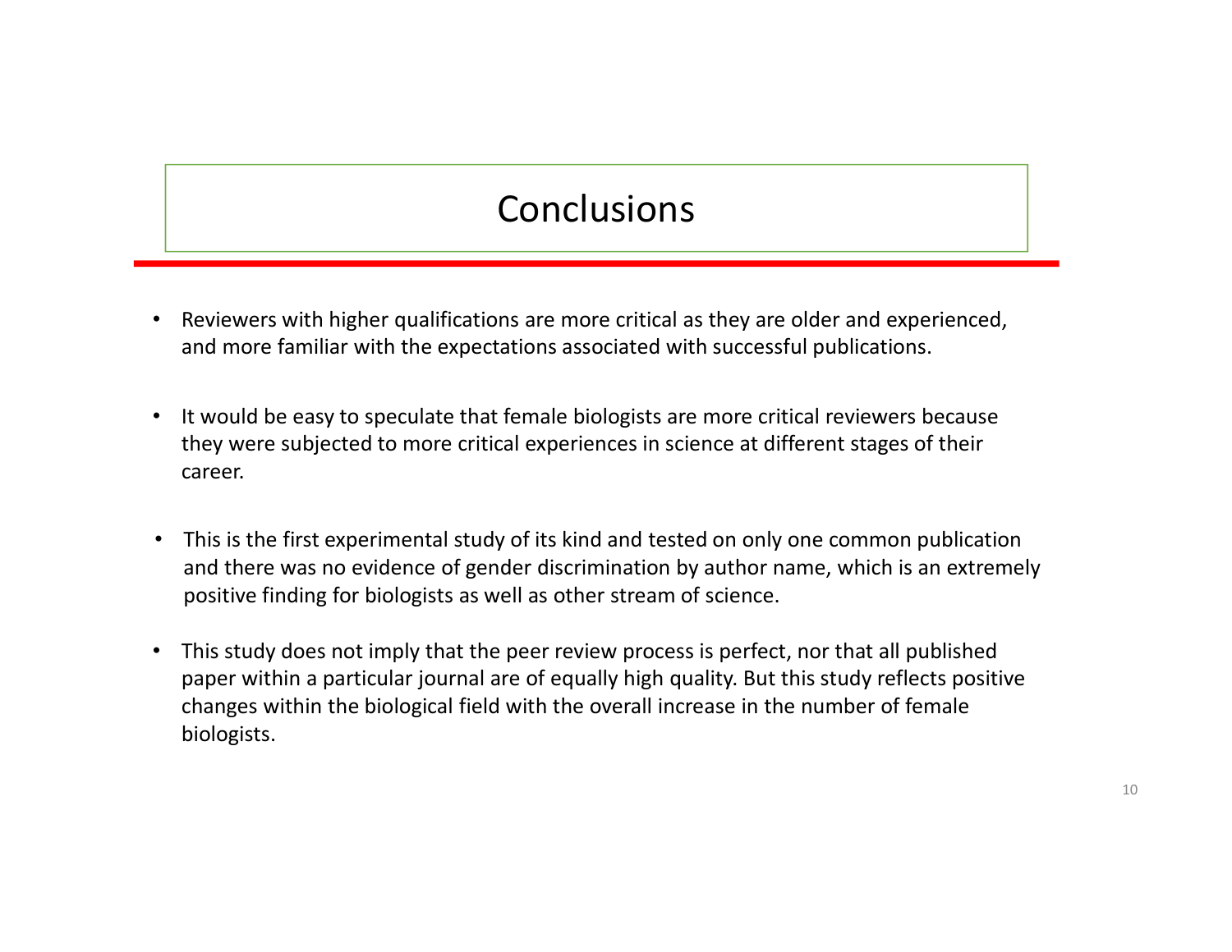# Conclusions

- Reviewers with higher qualifications are more critical as they are older and experienced, and more familiar with the expectations associated with successful publications.
- It would be easy to speculate that female biologists are more critical reviewers because they were subjected to more critical experiences in science at different stages of their career.
- This is the first experimental study of its kind and tested on only one common publication and there was no evidence of gender discrimination by author name, which is an extremely positive finding for biologists as well as other stream of science.
- This study does not imply that the peer review process is perfect, nor that all published paper within a particular journal are of equally high quality. But this study reflects positive changes within the biological field with the overall increase in the number of female biologists.